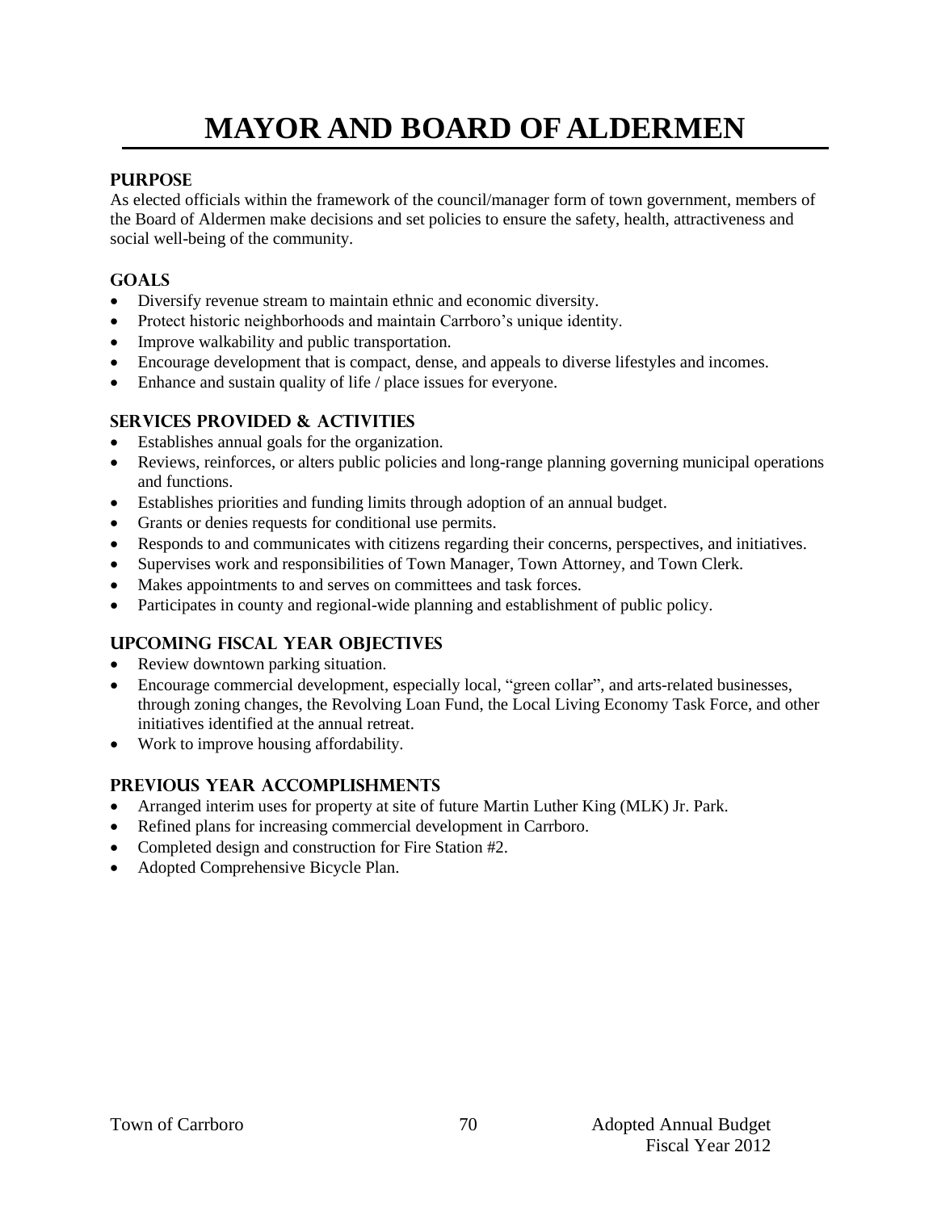# MAYOR AND BOARD OF ALDERMEN

## PURPOSE

As elected officials within the framework of the council/manager form of town government, members of the Board of Aldermen make decisions and set policies to ensure the safety, health, attractiveness and social well-being of the community.

## GOALS

- Diversify revenue stream to maintain ethnic and economic diversity.
- Protect historic neighborhoods and maintain Carrboro's unique identity.
- Improve walkability and public transportation.
- Encourage development that is compact, dense, and appeals to diverse lifestyles and incomes.
- Enhance and sustain quality of life / place issues for everyone.

## SERVICES PROVIDED & ACTIVITIES

- Establishes annual goals for the organization.
- Reviews, reinforces, or alters public policies and long-range planning governing municipal operations and functions.
- Establishes priorities and funding limits through adoption of an annual budget.
- Grants or denies requests for conditional use permits.
- Responds to and communicates with citizens regarding their concerns, perspectives, and initiatives.
- Supervises work and responsibilities of Town Manager, Town Attorney, and Town Clerk.
- Makes appointments to and serves on committees and task forces.
- Participates in county and regional-wide planning and establishment of public policy.

## UPCOMING FISCAL YEAR OBJECTIVES

- Review downtown parking situation.
- Encourage commercial development, especially local, "green collar", and arts-related businesses, through zoning changes, the Revolving Loan Fund, the Local Living Economy Task Force, and other initiatives identified at the annual retreat.
- Work to improve housing affordability.

## PREVIOUS YEAR ACCOMPLISHMENTS

- Arranged interim uses for property at site of future Martin Luther King (MLK) Jr. Park.
- Refined plans for increasing commercial development in Carrboro.
- Completed design and construction for Fire Station #2.
- Adopted Comprehensive Bicycle Plan.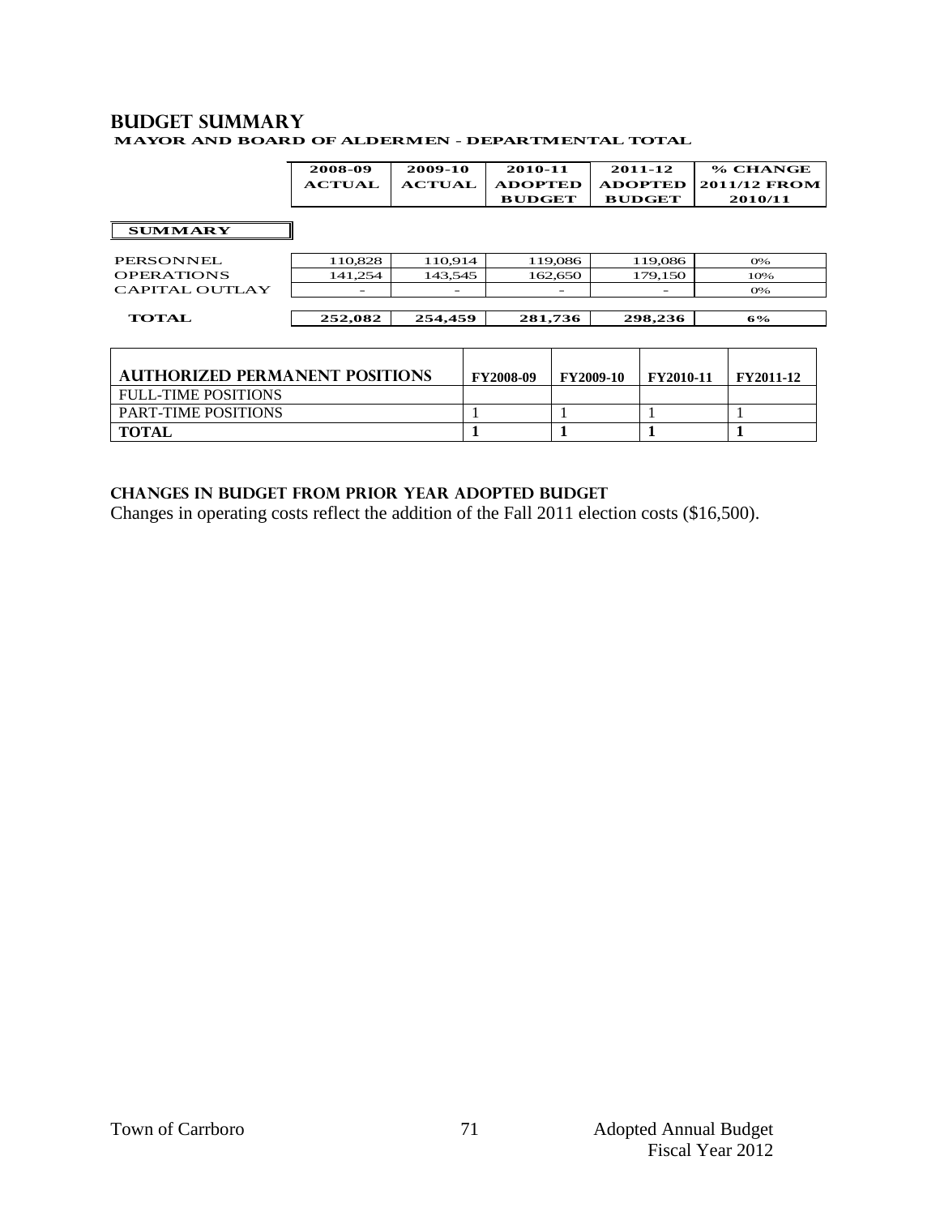# BUDGET SUMMARY

**MAYOR AND BOARD OF ALDERMEN - DEPARTMENTAL TOTAL**

| | 2008-09 ACTUAL | 2009-10 ACTUAL | 2010-11 ADOPTED BUDGET | 2011-12 ADOPTED BUDGET | % CHANGE 2011/12 FROM 2010/11 |
|---|---|---|---|---|---|
| **SUMMARY** | | | | | |
| PERSONNEL | 110,828 | 110,914 | 119,086 | 119,086 | 0% |
| OPERATIONS | 141,254 | 143,545 | 162,650 | 179,150 | 10% |
| CAPITAL OUTLAY | - | - | - | - | 0% |
| **TOTAL** | **252,082** | **254,459** | **281,736** | **298,236** | **6%** |

| AUTHORIZED PERMANENT POSITIONS | FY2008-09 | FY2009-10 | FY2010-11 | FY2011-12 |
|---|---|---|---|---|
| FULL-TIME POSITIONS | | | | |
| PART-TIME POSITIONS | 1 | 1 | 1 | 1 |
| **TOTAL** | **1** | **1** | **1** | **1** |

### CHANGES IN BUDGET FROM PRIOR YEAR ADOPTED BUDGET

Changes in operating costs reflect the addition of the Fall 2011 election costs ($16,500).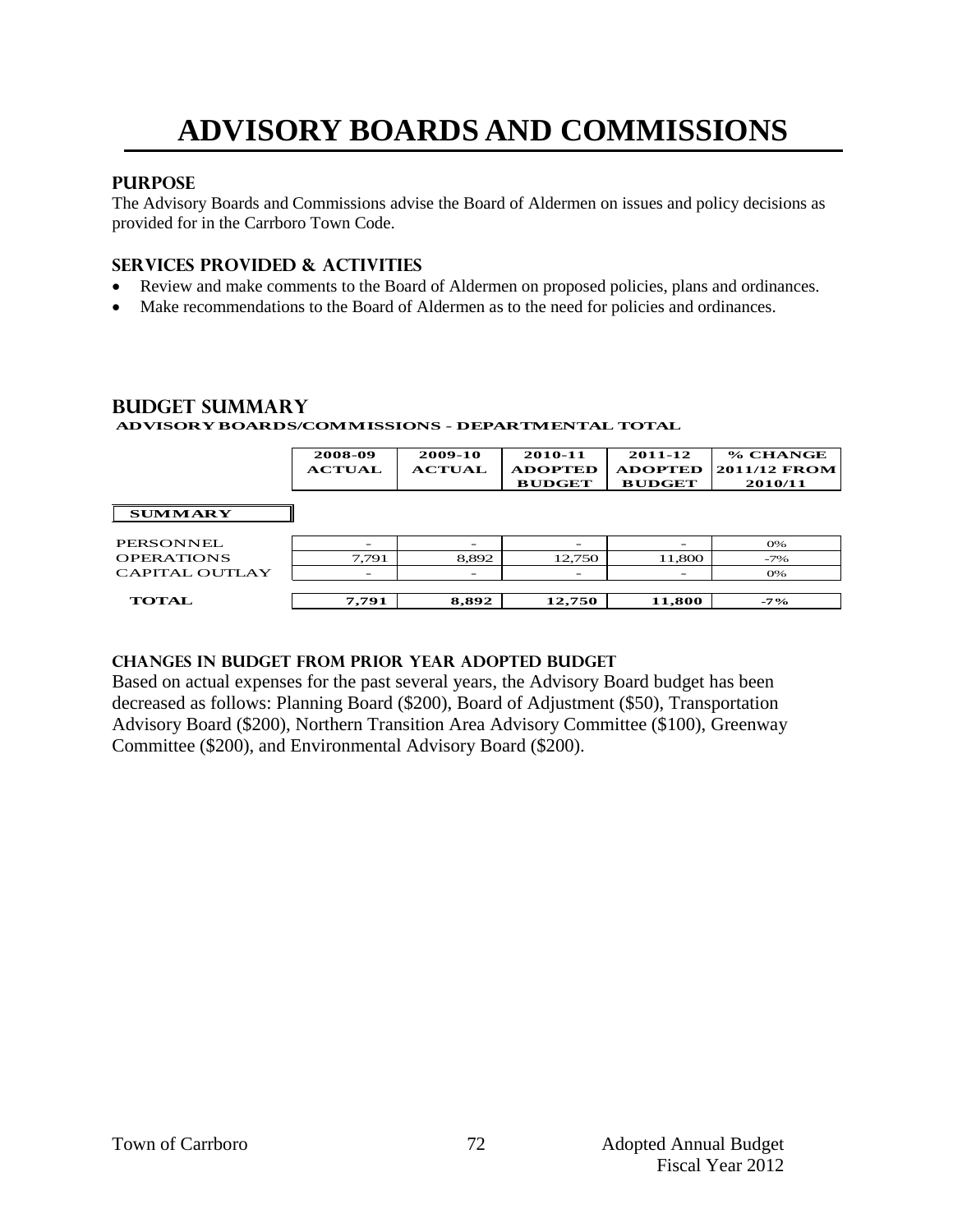# ADVISORY BOARDS AND COMMISSIONS

## PURPOSE

The Advisory Boards and Commissions advise the Board of Aldermen on issues and policy decisions as provided for in the Carrboro Town Code.

## SERVICES PROVIDED & ACTIVITIES

- Review and make comments to the Board of Aldermen on proposed policies, plans and ordinances.
- Make recommendations to the Board of Aldermen as to the need for policies and ordinances.

## BUDGET SUMMARY

**ADVISORY BOARDS/COMMISSIONS - DEPARTMENTAL TOTAL**

| | 2008-09 ACTUAL | 2009-10 ACTUAL | 2010-11 ADOPTED BUDGET | 2011-12 ADOPTED BUDGET | % CHANGE 2011/12 FROM 2010/11 |
|---|---|---|---|---|---|
| **SUMMARY** | | | | | |
| PERSONNEL | - | - | - | - | 0% |
| OPERATIONS | 7,791 | 8,892 | 12,750 | 11,800 | -7% |
| CAPITAL OUTLAY | - | - | - | - | 0% |
| **TOTAL** | **7,791** | **8,892** | **12,750** | **11,800** | **-7%** |

### CHANGES IN BUDGET FROM PRIOR YEAR ADOPTED BUDGET

Based on actual expenses for the past several years, the Advisory Board budget has been decreased as follows: Planning Board ($200), Board of Adjustment ($50), Transportation Advisory Board ($200), Northern Transition Area Advisory Committee ($100), Greenway Committee ($200), and Environmental Advisory Board ($200).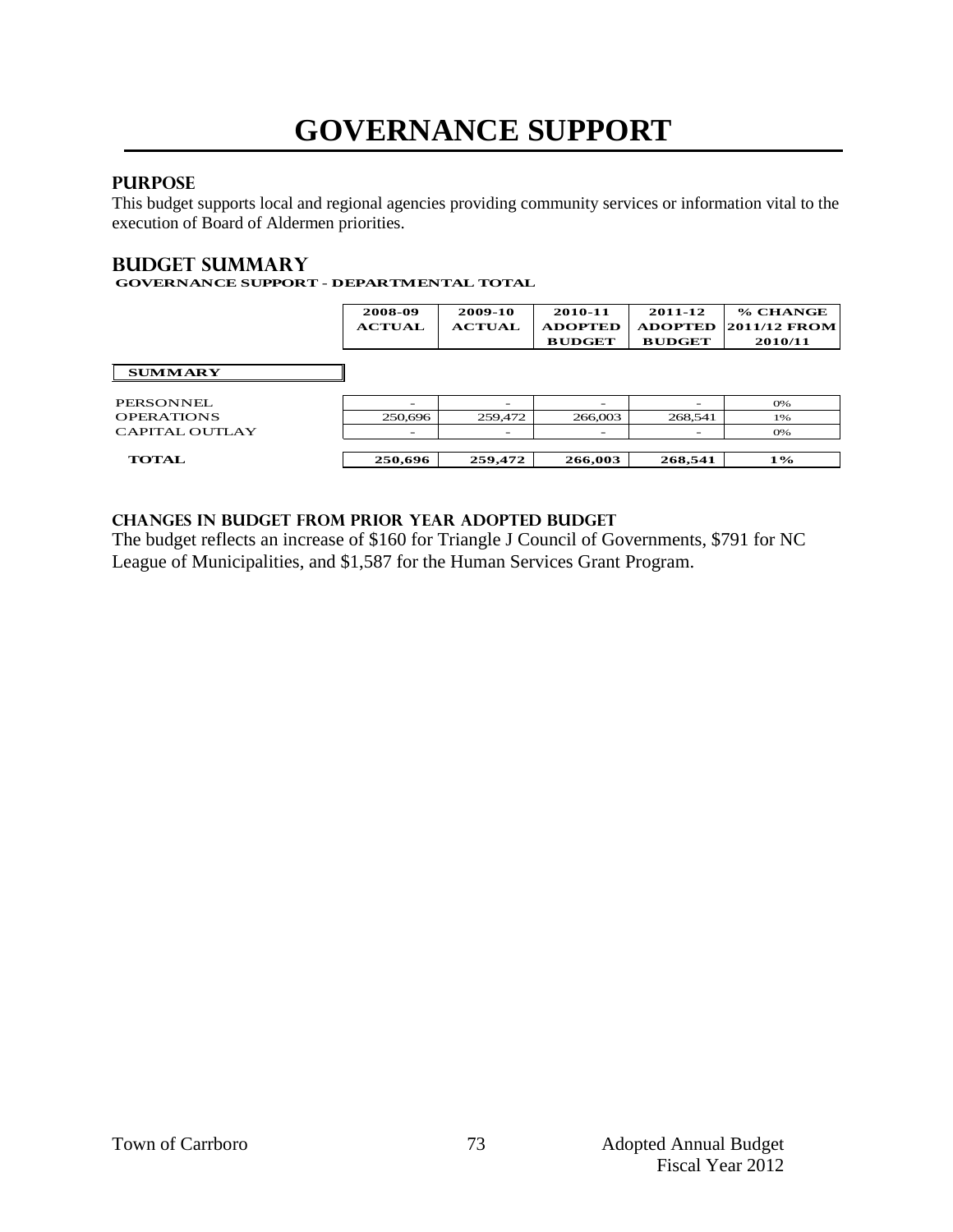# GOVERNANCE SUPPORT

## PURPOSE

This budget supports local and regional agencies providing community services or information vital to the execution of Board of Aldermen priorities.

## BUDGET SUMMARY

**GOVERNANCE SUPPORT - DEPARTMENTAL TOTAL**

| | 2008-09 ACTUAL | 2009-10 ACTUAL | 2010-11 ADOPTED BUDGET | 2011-12 ADOPTED BUDGET | % CHANGE 2011/12 FROM 2010/11 |
|---|---|---|---|---|---|
| **SUMMARY** | | | | | |
| PERSONNEL | - | - | - | - | 0% |
| OPERATIONS | 250,696 | 259,472 | 266,003 | 268,541 | 1% |
| CAPITAL OUTLAY | - | - | - | - | 0% |
| **TOTAL** | **250,696** | **259,472** | **266,003** | **268,541** | **1%** |

### CHANGES IN BUDGET FROM PRIOR YEAR ADOPTED BUDGET

The budget reflects an increase of $160 for Triangle J Council of Governments, $791 for NC League of Municipalities, and $1,587 for the Human Services Grant Program.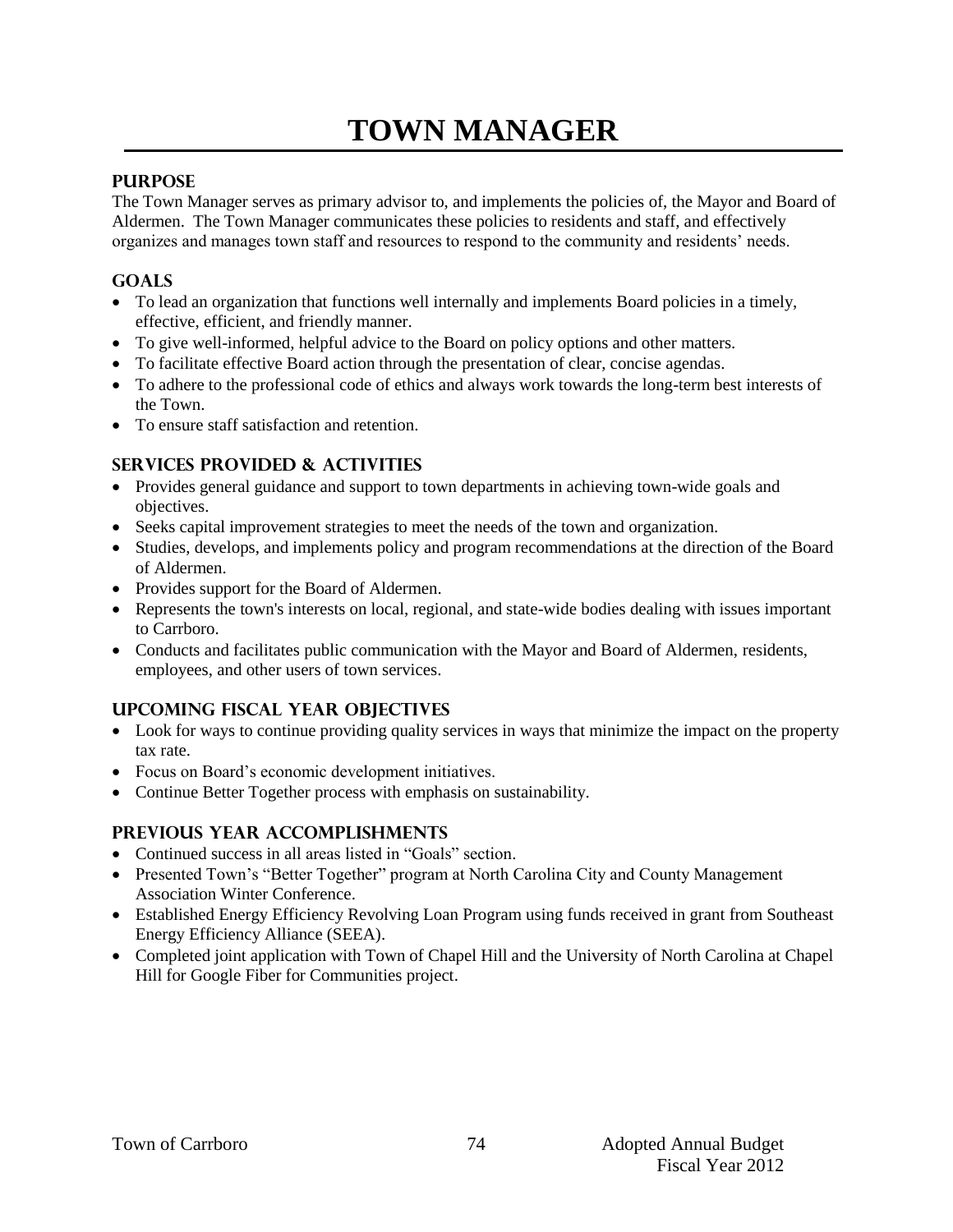# TOWN MANAGER

## PURPOSE

The Town Manager serves as primary advisor to, and implements the policies of, the Mayor and Board of Aldermen. The Town Manager communicates these policies to residents and staff, and effectively organizes and manages town staff and resources to respond to the community and residents' needs.

## GOALS

- To lead an organization that functions well internally and implements Board policies in a timely, effective, efficient, and friendly manner.
- To give well-informed, helpful advice to the Board on policy options and other matters.
- To facilitate effective Board action through the presentation of clear, concise agendas.
- To adhere to the professional code of ethics and always work towards the long-term best interests of the Town.
- To ensure staff satisfaction and retention.

## SERVICES PROVIDED & ACTIVITIES

- Provides general guidance and support to town departments in achieving town-wide goals and objectives.
- Seeks capital improvement strategies to meet the needs of the town and organization.
- Studies, develops, and implements policy and program recommendations at the direction of the Board of Aldermen.
- Provides support for the Board of Aldermen.
- Represents the town's interests on local, regional, and state-wide bodies dealing with issues important to Carrboro.
- Conducts and facilitates public communication with the Mayor and Board of Aldermen, residents, employees, and other users of town services.

## UPCOMING FISCAL YEAR OBJECTIVES

- Look for ways to continue providing quality services in ways that minimize the impact on the property tax rate.
- Focus on Board's economic development initiatives.
- Continue Better Together process with emphasis on sustainability.

## PREVIOUS YEAR ACCOMPLISHMENTS

- Continued success in all areas listed in "Goals" section.
- Presented Town's "Better Together" program at North Carolina City and County Management Association Winter Conference.
- Established Energy Efficiency Revolving Loan Program using funds received in grant from Southeast Energy Efficiency Alliance (SEEA).
- Completed joint application with Town of Chapel Hill and the University of North Carolina at Chapel Hill for Google Fiber for Communities project.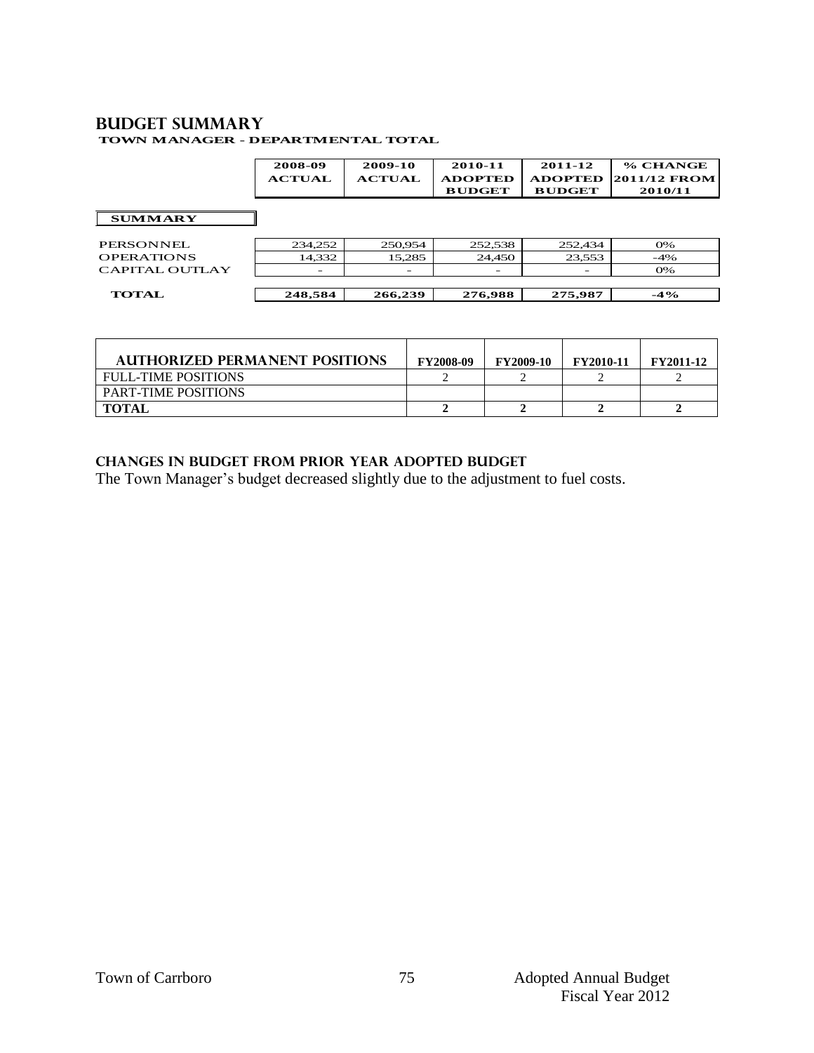## BUDGET SUMMARY

**TOWN MANAGER - DEPARTMENTAL TOTAL**

| | 2008-09 ACTUAL | 2009-10 ACTUAL | 2010-11 ADOPTED BUDGET | 2011-12 ADOPTED BUDGET | % CHANGE 2011/12 FROM 2010/11 |
|---|---|---|---|---|---|
| **SUMMARY** | | | | | |
| PERSONNEL | 234,252 | 250,954 | 252,538 | 252,434 | 0% |
| OPERATIONS | 14,332 | 15,285 | 24,450 | 23,553 | -4% |
| CAPITAL OUTLAY | - | - | - | - | 0% |
| **TOTAL** | **248,584** | **266,239** | **276,988** | **275,987** | **-4%** |

| AUTHORIZED PERMANENT POSITIONS | FY2008-09 | FY2009-10 | FY2010-11 | FY2011-12 |
|---|---|---|---|---|
| FULL-TIME POSITIONS | 2 | 2 | 2 | 2 |
| PART-TIME POSITIONS | | | | |
| **TOTAL** | **2** | **2** | **2** | **2** |

### CHANGES IN BUDGET FROM PRIOR YEAR ADOPTED BUDGET

The Town Manager's budget decreased slightly due to the adjustment to fuel costs.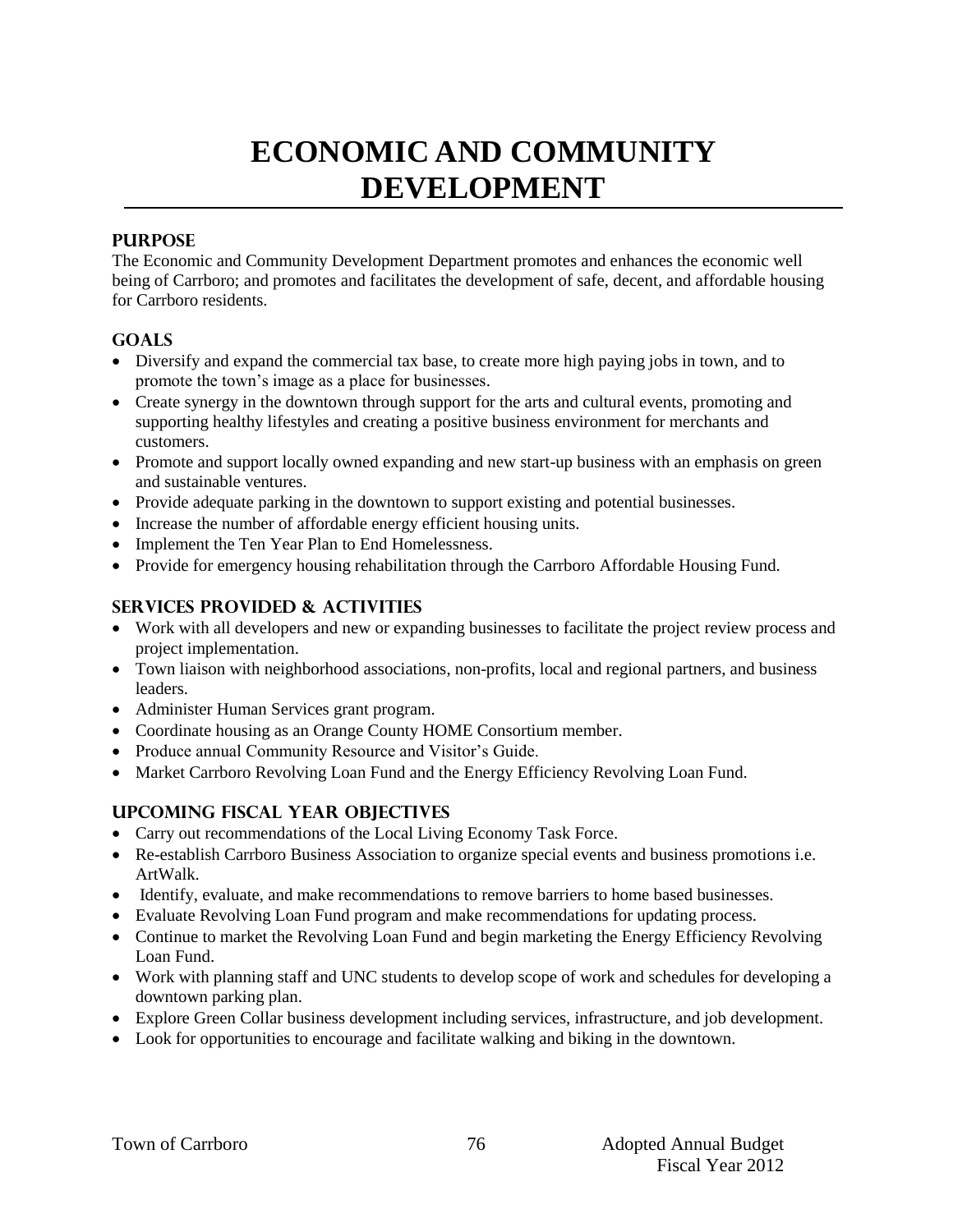# ECONOMIC AND COMMUNITY DEVELOPMENT

## PURPOSE

The Economic and Community Development Department promotes and enhances the economic well being of Carrboro; and promotes and facilitates the development of safe, decent, and affordable housing for Carrboro residents.

## GOALS

- Diversify and expand the commercial tax base, to create more high paying jobs in town, and to promote the town's image as a place for businesses.
- Create synergy in the downtown through support for the arts and cultural events, promoting and supporting healthy lifestyles and creating a positive business environment for merchants and customers.
- Promote and support locally owned expanding and new start-up business with an emphasis on green and sustainable ventures.
- Provide adequate parking in the downtown to support existing and potential businesses.
- Increase the number of affordable energy efficient housing units.
- Implement the Ten Year Plan to End Homelessness.
- Provide for emergency housing rehabilitation through the Carrboro Affordable Housing Fund.

## SERVICES PROVIDED & ACTIVITIES

- Work with all developers and new or expanding businesses to facilitate the project review process and project implementation.
- Town liaison with neighborhood associations, non-profits, local and regional partners, and business leaders.
- Administer Human Services grant program.
- Coordinate housing as an Orange County HOME Consortium member.
- Produce annual Community Resource and Visitor's Guide.
- Market Carrboro Revolving Loan Fund and the Energy Efficiency Revolving Loan Fund.

## UPCOMING FISCAL YEAR OBJECTIVES

- Carry out recommendations of the Local Living Economy Task Force.
- Re-establish Carrboro Business Association to organize special events and business promotions i.e. ArtWalk.
- Identify, evaluate, and make recommendations to remove barriers to home based businesses.
- Evaluate Revolving Loan Fund program and make recommendations for updating process.
- Continue to market the Revolving Loan Fund and begin marketing the Energy Efficiency Revolving Loan Fund.
- Work with planning staff and UNC students to develop scope of work and schedules for developing a downtown parking plan.
- Explore Green Collar business development including services, infrastructure, and job development.
- Look for opportunities to encourage and facilitate walking and biking in the downtown.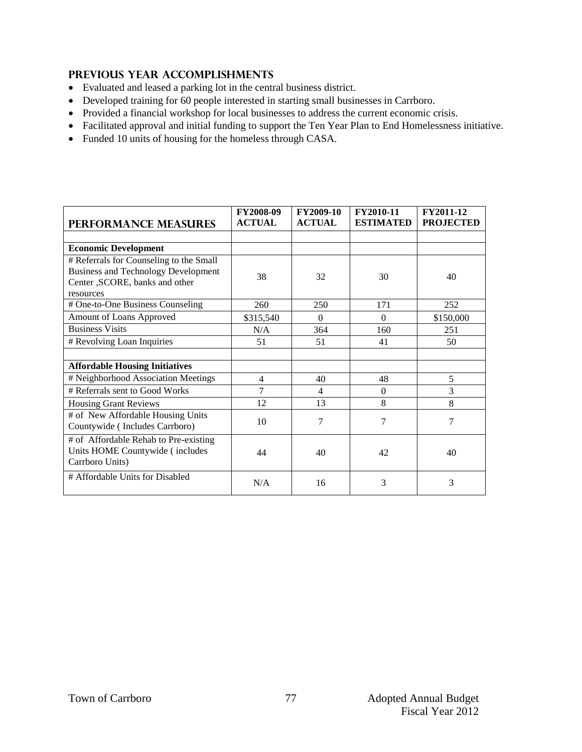## PREVIOUS YEAR ACCOMPLISHMENTS

- Evaluated and leased a parking lot in the central business district.
- Developed training for 60 people interested in starting small businesses in Carrboro.
- Provided a financial workshop for local businesses to address the current economic crisis.
- Facilitated approval and initial funding to support the Ten Year Plan to End Homelessness initiative.
- Funded 10 units of housing for the homeless through CASA.

| PERFORMANCE MEASURES | FY2008-09 ACTUAL | FY2009-10 ACTUAL | FY2010-11 ESTIMATED | FY2011-12 PROJECTED |
|---|---|---|---|---|
| | | | | |
| **Economic Development** | | | | |
| # Referrals for Counseling to the Small Business and Technology Development Center ,SCORE, banks and other resources | 38 | 32 | 30 | 40 |
| # One-to-One Business Counseling | 260 | 250 | 171 | 252 |
| Amount of Loans Approved | $315,540 | 0 | 0 | $150,000 |
| Business Visits | N/A | 364 | 160 | 251 |
| # Revolving Loan Inquiries | 51 | 51 | 41 | 50 |
| | | | | |
| **Affordable Housing Initiatives** | | | | |
| # Neighborhood Association Meetings | 4 | 40 | 48 | 5 |
| # Referrals sent to Good Works | 7 | 4 | 0 | 3 |
| Housing Grant Reviews | 12 | 13 | 8 | 8 |
| # of New Affordable Housing Units Countywide ( Includes Carrboro) | 10 | 7 | 7 | 7 |
| # of Affordable Rehab to Pre-existing Units HOME Countywide ( includes Carrboro Units) | 44 | 40 | 42 | 40 |
| # Affordable Units for Disabled | N/A | 16 | 3 | 3 |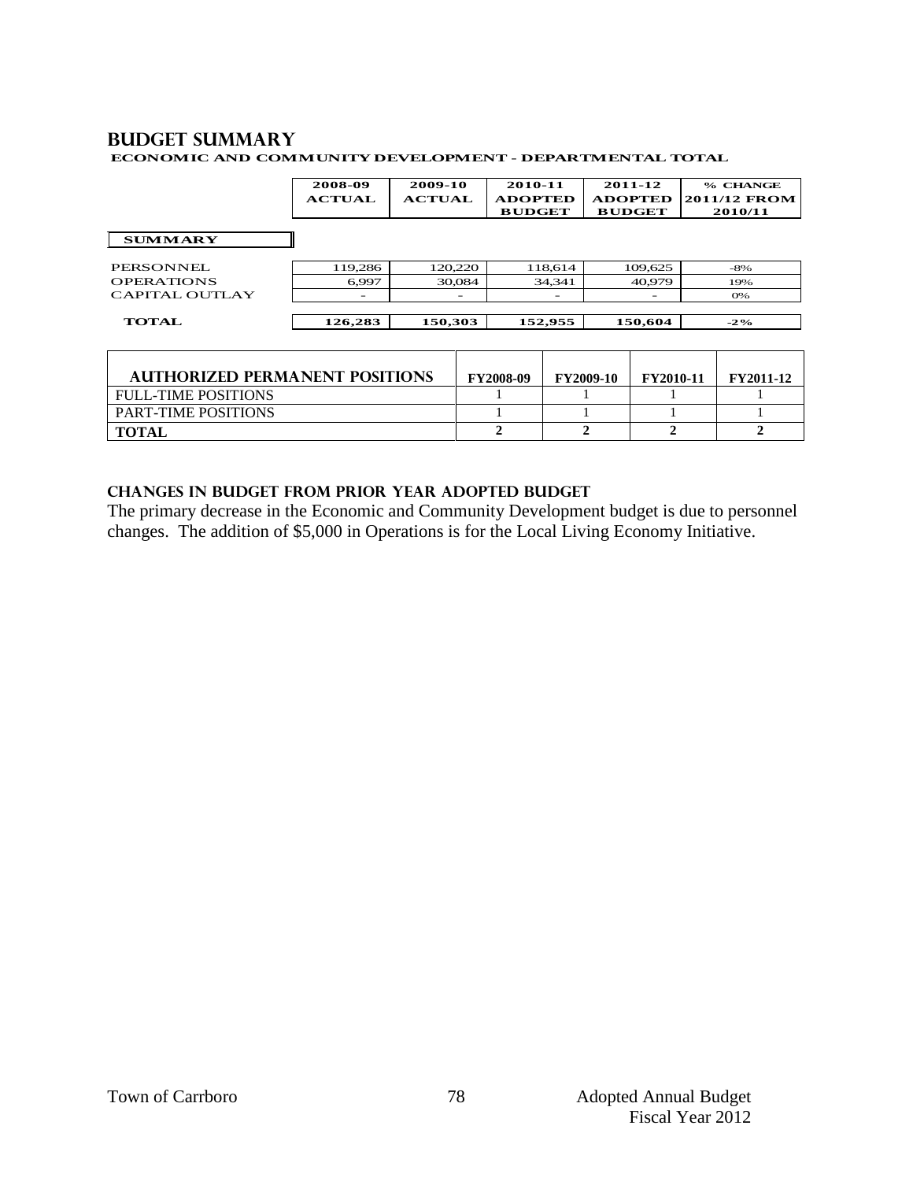# BUDGET SUMMARY

## ECONOMIC AND COMMUNITY DEVELOPMENT - DEPARTMENTAL TOTAL

| | 2008-09 ACTUAL | 2009-10 ACTUAL | 2010-11 ADOPTED BUDGET | 2011-12 ADOPTED BUDGET | % CHANGE 2011/12 FROM 2010/11 |
|---|---|---|---|---|---|
| **SUMMARY** | | | | | |
| PERSONNEL | 119,286 | 120,220 | 118,614 | 109,625 | -8% |
| OPERATIONS | 6,997 | 30,084 | 34,341 | 40,979 | 19% |
| CAPITAL OUTLAY | - | - | - | - | 0% |
| **TOTAL** | **126,283** | **150,303** | **152,955** | **150,604** | **-2%** |

| AUTHORIZED PERMANENT POSITIONS | FY2008-09 | FY2009-10 | FY2010-11 | FY2011-12 |
|---|---|---|---|---|
| FULL-TIME POSITIONS | 1 | 1 | 1 | 1 |
| PART-TIME POSITIONS | 1 | 1 | 1 | 1 |
| **TOTAL** | **2** | **2** | **2** | **2** |

### CHANGES IN BUDGET FROM PRIOR YEAR ADOPTED BUDGET

The primary decrease in the Economic and Community Development budget is due to personnel changes. The addition of $5,000 in Operations is for the Local Living Economy Initiative.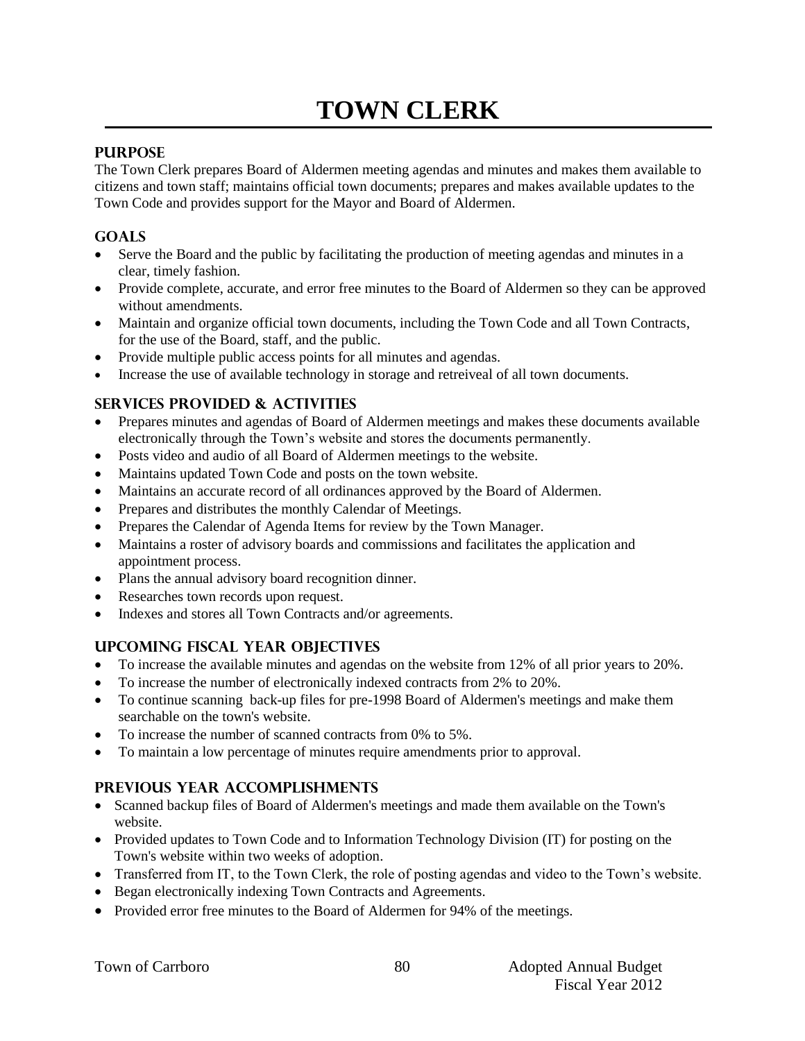# TOWN CLERK

## PURPOSE

The Town Clerk prepares Board of Aldermen meeting agendas and minutes and makes them available to citizens and town staff; maintains official town documents; prepares and makes available updates to the Town Code and provides support for the Mayor and Board of Aldermen.

## GOALS

- Serve the Board and the public by facilitating the production of meeting agendas and minutes in a clear, timely fashion.
- Provide complete, accurate, and error free minutes to the Board of Aldermen so they can be approved without amendments.
- Maintain and organize official town documents, including the Town Code and all Town Contracts, for the use of the Board, staff, and the public.
- Provide multiple public access points for all minutes and agendas.
- Increase the use of available technology in storage and retreiveal of all town documents.

## SERVICES PROVIDED & ACTIVITIES

- Prepares minutes and agendas of Board of Aldermen meetings and makes these documents available electronically through the Town's website and stores the documents permanently.
- Posts video and audio of all Board of Aldermen meetings to the website.
- Maintains updated Town Code and posts on the town website.
- Maintains an accurate record of all ordinances approved by the Board of Aldermen.
- Prepares and distributes the monthly Calendar of Meetings.
- Prepares the Calendar of Agenda Items for review by the Town Manager.
- Maintains a roster of advisory boards and commissions and facilitates the application and appointment process.
- Plans the annual advisory board recognition dinner.
- Researches town records upon request.
- Indexes and stores all Town Contracts and/or agreements.

## UPCOMING FISCAL YEAR OBJECTIVES

- To increase the available minutes and agendas on the website from 12% of all prior years to 20%.
- To increase the number of electronically indexed contracts from 2% to 20%.
- To continue scanning back-up files for pre-1998 Board of Aldermen's meetings and make them searchable on the town's website.
- To increase the number of scanned contracts from 0% to 5%.
- To maintain a low percentage of minutes require amendments prior to approval.

## PREVIOUS YEAR ACCOMPLISHMENTS

- Scanned backup files of Board of Aldermen's meetings and made them available on the Town's website.
- Provided updates to Town Code and to Information Technology Division (IT) for posting on the Town's website within two weeks of adoption.
- Transferred from IT, to the Town Clerk, the role of posting agendas and video to the Town's website.
- Began electronically indexing Town Contracts and Agreements.
- Provided error free minutes to the Board of Aldermen for 94% of the meetings.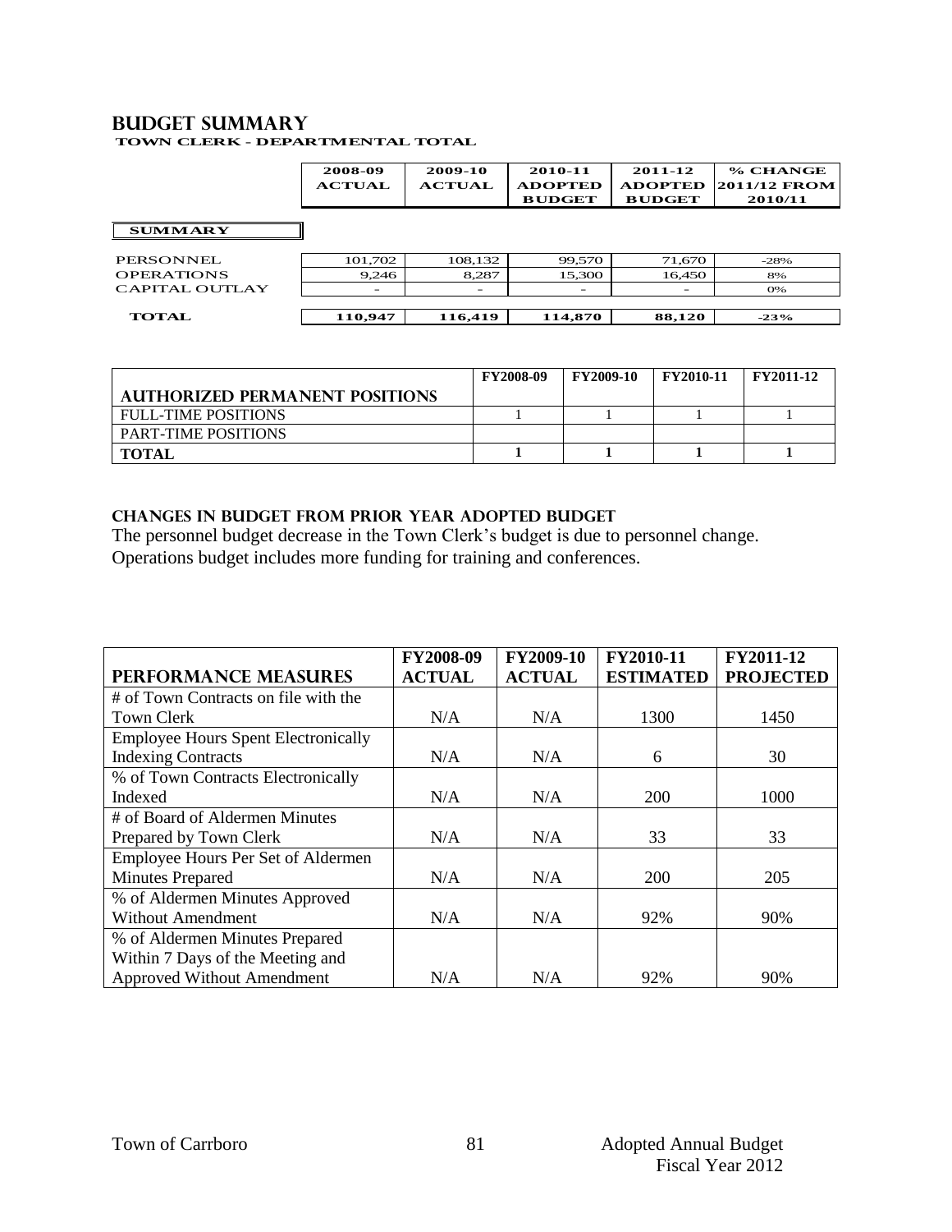## BUDGET SUMMARY

**TOWN CLERK - DEPARTMENTAL TOTAL**

| | 2008-09 ACTUAL | 2009-10 ACTUAL | 2010-11 ADOPTED BUDGET | 2011-12 ADOPTED BUDGET | % CHANGE 2011/12 FROM 2010/11 |
|---|---|---|---|---|---|
| **SUMMARY** | | | | | |
| PERSONNEL | 101,702 | 108,132 | 99,570 | 71,670 | -28% |
| OPERATIONS | 9,246 | 8,287 | 15,300 | 16,450 | 8% |
| CAPITAL OUTLAY | - | - | - | - | 0% |
| **TOTAL** | **110,947** | **116,419** | **114,870** | **88,120** | **-23%** |

| AUTHORIZED PERMANENT POSITIONS | FY2008-09 | FY2009-10 | FY2010-11 | FY2011-12 |
|---|---|---|---|---|
| FULL-TIME POSITIONS | 1 | 1 | 1 | 1 |
| PART-TIME POSITIONS | | | | |
| **TOTAL** | **1** | **1** | **1** | **1** |

### CHANGES IN BUDGET FROM PRIOR YEAR ADOPTED BUDGET

The personnel budget decrease in the Town Clerk's budget is due to personnel change. Operations budget includes more funding for training and conferences.

| PERFORMANCE MEASURES | FY2008-09 ACTUAL | FY2009-10 ACTUAL | FY2010-11 ESTIMATED | FY2011-12 PROJECTED |
|---|---|---|---|---|
| # of Town Contracts on file with the Town Clerk | N/A | N/A | 1300 | 1450 |
| Employee Hours Spent Electronically Indexing Contracts | N/A | N/A | 6 | 30 |
| % of Town Contracts Electronically Indexed | N/A | N/A | 200 | 1000 |
| # of Board of Aldermen Minutes Prepared by Town Clerk | N/A | N/A | 33 | 33 |
| Employee Hours Per Set of Aldermen Minutes Prepared | N/A | N/A | 200 | 205 |
| % of Aldermen Minutes Approved Without Amendment | N/A | N/A | 92% | 90% |
| % of Aldermen Minutes Prepared Within 7 Days of the Meeting and Approved Without Amendment | N/A | N/A | 92% | 90% |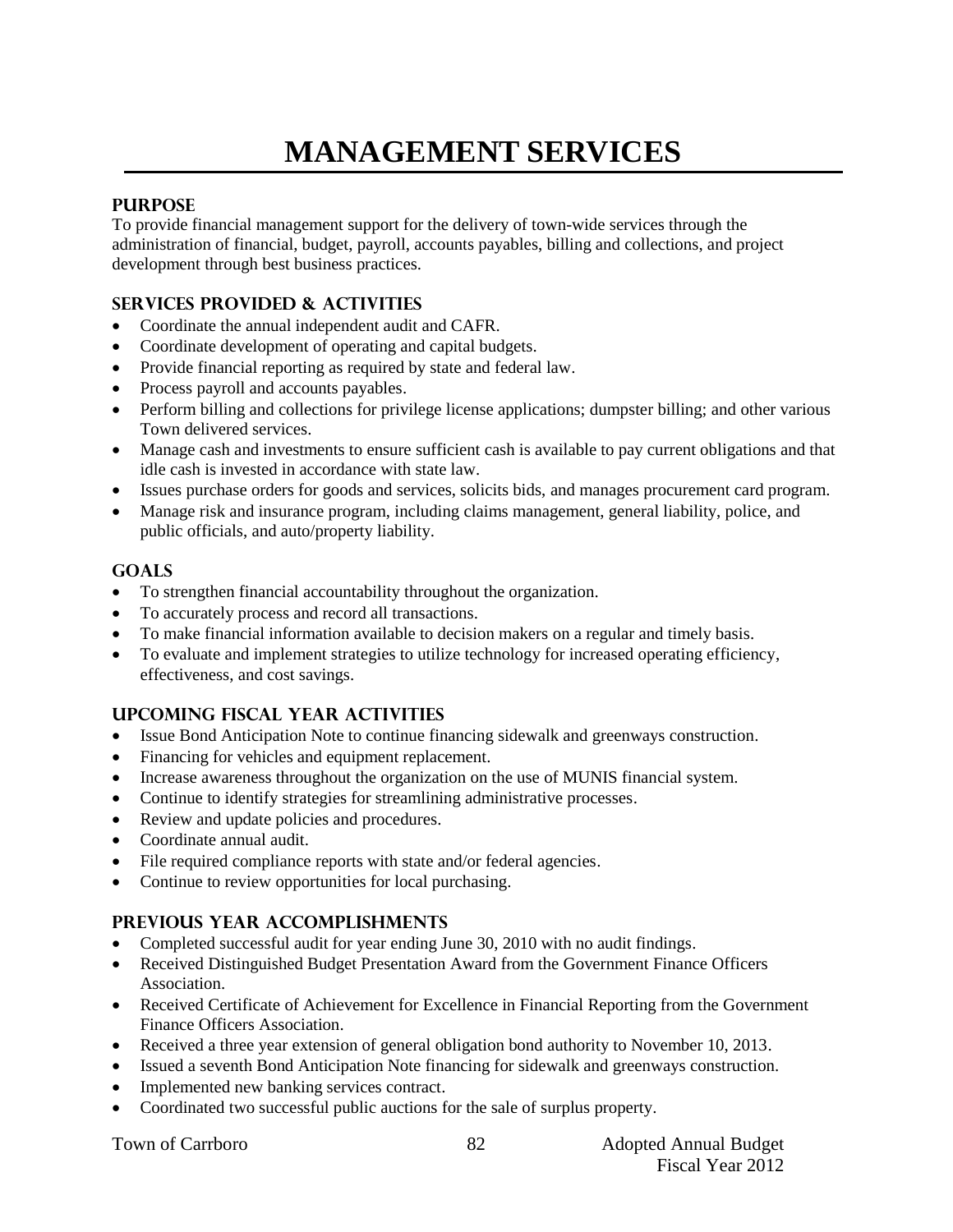# MANAGEMENT SERVICES

## PURPOSE

To provide financial management support for the delivery of town-wide services through the administration of financial, budget, payroll, accounts payables, billing and collections, and project development through best business practices.

## SERVICES PROVIDED & ACTIVITIES

- Coordinate the annual independent audit and CAFR.
- Coordinate development of operating and capital budgets.
- Provide financial reporting as required by state and federal law.
- Process payroll and accounts payables.
- Perform billing and collections for privilege license applications; dumpster billing; and other various Town delivered services.
- Manage cash and investments to ensure sufficient cash is available to pay current obligations and that idle cash is invested in accordance with state law.
- Issues purchase orders for goods and services, solicits bids, and manages procurement card program.
- Manage risk and insurance program, including claims management, general liability, police, and public officials, and auto/property liability.

## GOALS

- To strengthen financial accountability throughout the organization.
- To accurately process and record all transactions.
- To make financial information available to decision makers on a regular and timely basis.
- To evaluate and implement strategies to utilize technology for increased operating efficiency, effectiveness, and cost savings.

## UPCOMING FISCAL YEAR ACTIVITIES

- Issue Bond Anticipation Note to continue financing sidewalk and greenways construction.
- Financing for vehicles and equipment replacement.
- Increase awareness throughout the organization on the use of MUNIS financial system.
- Continue to identify strategies for streamlining administrative processes.
- Review and update policies and procedures.
- Coordinate annual audit.
- File required compliance reports with state and/or federal agencies.
- Continue to review opportunities for local purchasing.

## PREVIOUS YEAR ACCOMPLISHMENTS

- Completed successful audit for year ending June 30, 2010 with no audit findings.
- Received Distinguished Budget Presentation Award from the Government Finance Officers Association.
- Received Certificate of Achievement for Excellence in Financial Reporting from the Government Finance Officers Association.
- Received a three year extension of general obligation bond authority to November 10, 2013.
- Issued a seventh Bond Anticipation Note financing for sidewalk and greenways construction.
- Implemented new banking services contract.
- Coordinated two successful public auctions for the sale of surplus property.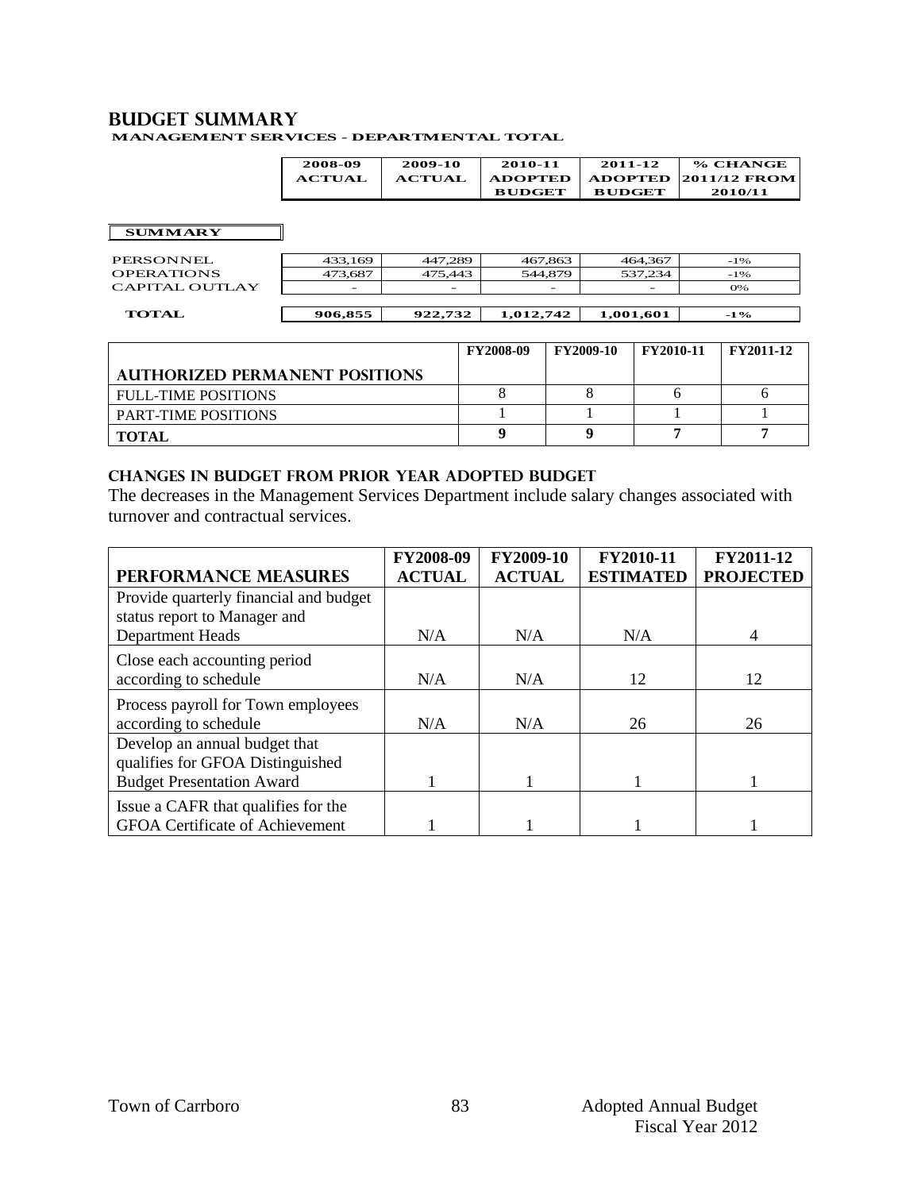## BUDGET SUMMARY

**MANAGEMENT SERVICES - DEPARTMENTAL TOTAL**

| | 2008-09 ACTUAL | 2009-10 ACTUAL | 2010-11 ADOPTED BUDGET | 2011-12 ADOPTED BUDGET | % CHANGE 2011/12 FROM 2010/11 |
|---|---|---|---|---|---|
| **SUMMARY** | | | | | |
| PERSONNEL | 433,169 | 447,289 | 467,863 | 464,367 | -1% |
| OPERATIONS | 473,687 | 475,443 | 544,879 | 537,234 | -1% |
| CAPITAL OUTLAY | - | - | - | - | 0% |
| **TOTAL** | **906,855** | **922,732** | **1,012,742** | **1,001,601** | **-1%** |

| AUTHORIZED PERMANENT POSITIONS | FY2008-09 | FY2009-10 | FY2010-11 | FY2011-12 |
|---|---|---|---|---|
| FULL-TIME POSITIONS | 8 | 8 | 6 | 6 |
| PART-TIME POSITIONS | 1 | 1 | 1 | 1 |
| **TOTAL** | **9** | **9** | **7** | **7** |

### CHANGES IN BUDGET FROM PRIOR YEAR ADOPTED BUDGET

The decreases in the Management Services Department include salary changes associated with turnover and contractual services.

| PERFORMANCE MEASURES | FY2008-09 ACTUAL | FY2009-10 ACTUAL | FY2010-11 ESTIMATED | FY2011-12 PROJECTED |
|---|---|---|---|---|
| Provide quarterly financial and budget status report to Manager and Department Heads | N/A | N/A | N/A | 4 |
| Close each accounting period according to schedule | N/A | N/A | 12 | 12 |
| Process payroll for Town employees according to schedule | N/A | N/A | 26 | 26 |
| Develop an annual budget that qualifies for GFOA Distinguished Budget Presentation Award | 1 | 1 | 1 | 1 |
| Issue a CAFR that qualifies for the GFOA Certificate of Achievement | 1 | 1 | 1 | 1 |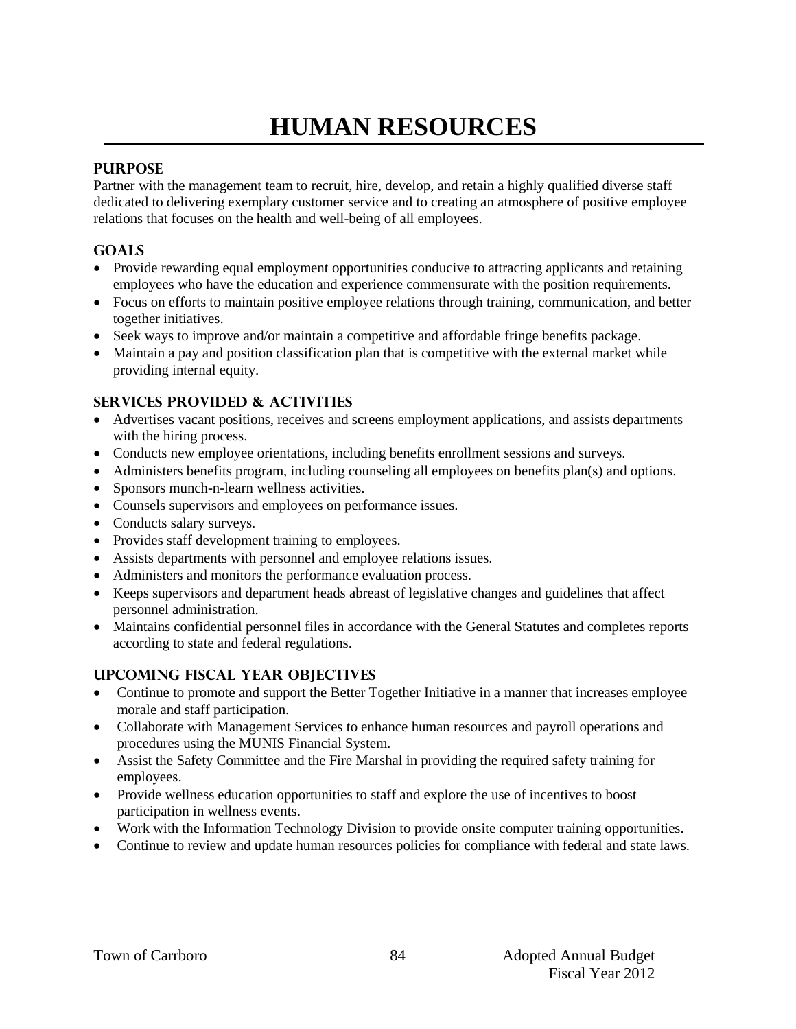# HUMAN RESOURCES

## PURPOSE

Partner with the management team to recruit, hire, develop, and retain a highly qualified diverse staff dedicated to delivering exemplary customer service and to creating an atmosphere of positive employee relations that focuses on the health and well-being of all employees.

## GOALS

- Provide rewarding equal employment opportunities conducive to attracting applicants and retaining employees who have the education and experience commensurate with the position requirements.
- Focus on efforts to maintain positive employee relations through training, communication, and better together initiatives.
- Seek ways to improve and/or maintain a competitive and affordable fringe benefits package.
- Maintain a pay and position classification plan that is competitive with the external market while providing internal equity.

## SERVICES PROVIDED & ACTIVITIES

- Advertises vacant positions, receives and screens employment applications, and assists departments with the hiring process.
- Conducts new employee orientations, including benefits enrollment sessions and surveys.
- Administers benefits program, including counseling all employees on benefits plan(s) and options.
- Sponsors munch-n-learn wellness activities.
- Counsels supervisors and employees on performance issues.
- Conducts salary surveys.
- Provides staff development training to employees.
- Assists departments with personnel and employee relations issues.
- Administers and monitors the performance evaluation process.
- Keeps supervisors and department heads abreast of legislative changes and guidelines that affect personnel administration.
- Maintains confidential personnel files in accordance with the General Statutes and completes reports according to state and federal regulations.

## UPCOMING FISCAL YEAR OBJECTIVES

- Continue to promote and support the Better Together Initiative in a manner that increases employee morale and staff participation.
- Collaborate with Management Services to enhance human resources and payroll operations and procedures using the MUNIS Financial System.
- Assist the Safety Committee and the Fire Marshal in providing the required safety training for employees.
- Provide wellness education opportunities to staff and explore the use of incentives to boost participation in wellness events.
- Work with the Information Technology Division to provide onsite computer training opportunities.
- Continue to review and update human resources policies for compliance with federal and state laws.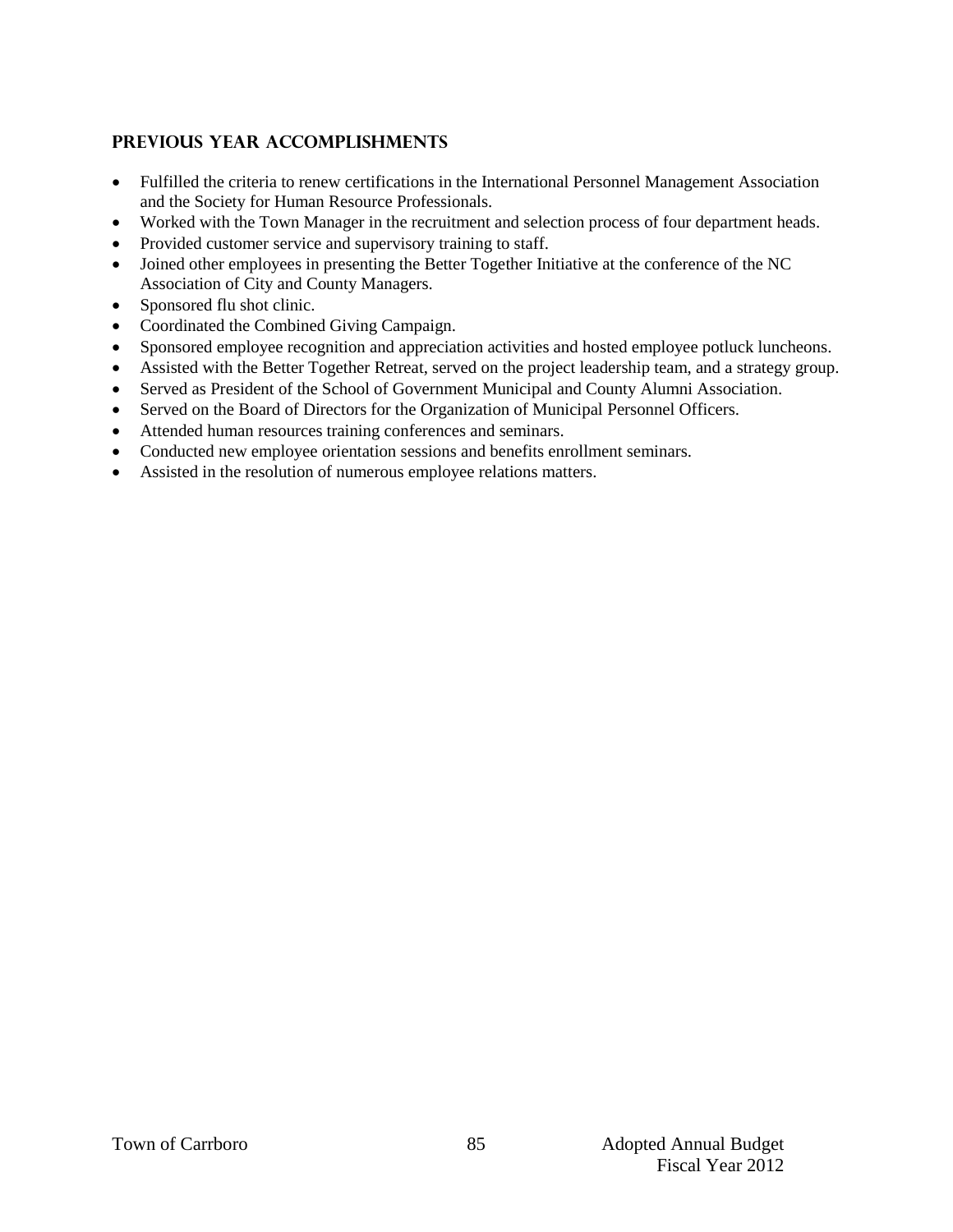## PREVIOUS YEAR ACCOMPLISHMENTS

- Fulfilled the criteria to renew certifications in the International Personnel Management Association and the Society for Human Resource Professionals.
- Worked with the Town Manager in the recruitment and selection process of four department heads.
- Provided customer service and supervisory training to staff.
- Joined other employees in presenting the Better Together Initiative at the conference of the NC Association of City and County Managers.
- Sponsored flu shot clinic.
- Coordinated the Combined Giving Campaign.
- Sponsored employee recognition and appreciation activities and hosted employee potluck luncheons.
- Assisted with the Better Together Retreat, served on the project leadership team, and a strategy group.
- Served as President of the School of Government Municipal and County Alumni Association.
- Served on the Board of Directors for the Organization of Municipal Personnel Officers.
- Attended human resources training conferences and seminars.
- Conducted new employee orientation sessions and benefits enrollment seminars.
- Assisted in the resolution of numerous employee relations matters.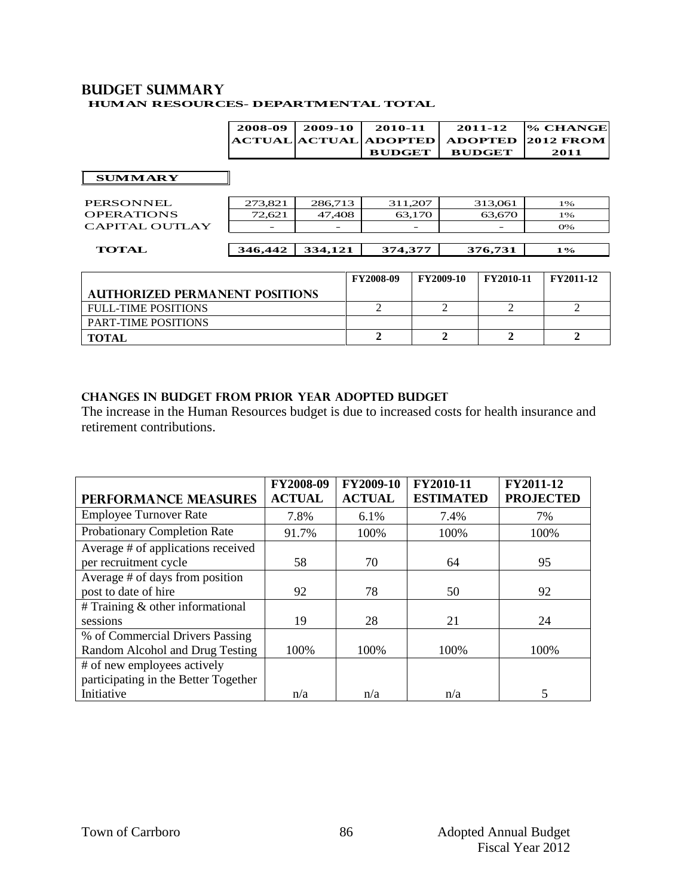## BUDGET SUMMARY

### HUMAN RESOURCES- DEPARTMENTAL TOTAL

| | 2008-09 ACTUAL | 2009-10 ACTUAL | 2010-11 ADOPTED BUDGET | 2011-12 ADOPTED BUDGET | % CHANGE 2012 FROM 2011 |
|---|---|---|---|---|---|
| **SUMMARY** | | | | | |
| PERSONNEL | 273,821 | 286,713 | 311,207 | 313,061 | 1% |
| OPERATIONS | 72,621 | 47,408 | 63,170 | 63,670 | 1% |
| CAPITAL OUTLAY | - | - | - | - | 0% |
| **TOTAL** | **346,442** | **334,121** | **374,377** | **376,731** | **1%** |

| AUTHORIZED PERMANENT POSITIONS | FY2008-09 | FY2009-10 | FY2010-11 | FY2011-12 |
|---|---|---|---|---|
| FULL-TIME POSITIONS | 2 | 2 | 2 | 2 |
| PART-TIME POSITIONS | | | | |
| **TOTAL** | **2** | **2** | **2** | **2** |

### CHANGES IN BUDGET FROM PRIOR YEAR ADOPTED BUDGET

The increase in the Human Resources budget is due to increased costs for health insurance and retirement contributions.

| PERFORMANCE MEASURES | FY2008-09 ACTUAL | FY2009-10 ACTUAL | FY2010-11 ESTIMATED | FY2011-12 PROJECTED |
|---|---|---|---|---|
| Employee Turnover Rate | 7.8% | 6.1% | 7.4% | 7% |
| Probationary Completion Rate | 91.7% | 100% | 100% | 100% |
| Average # of applications received per recruitment cycle | 58 | 70 | 64 | 95 |
| Average # of days from position post to date of hire | 92 | 78 | 50 | 92 |
| # Training & other informational sessions | 19 | 28 | 21 | 24 |
| % of Commercial Drivers Passing Random Alcohol and Drug Testing | 100% | 100% | 100% | 100% |
| # of new employees actively participating in the Better Together Initiative | n/a | n/a | n/a | 5 |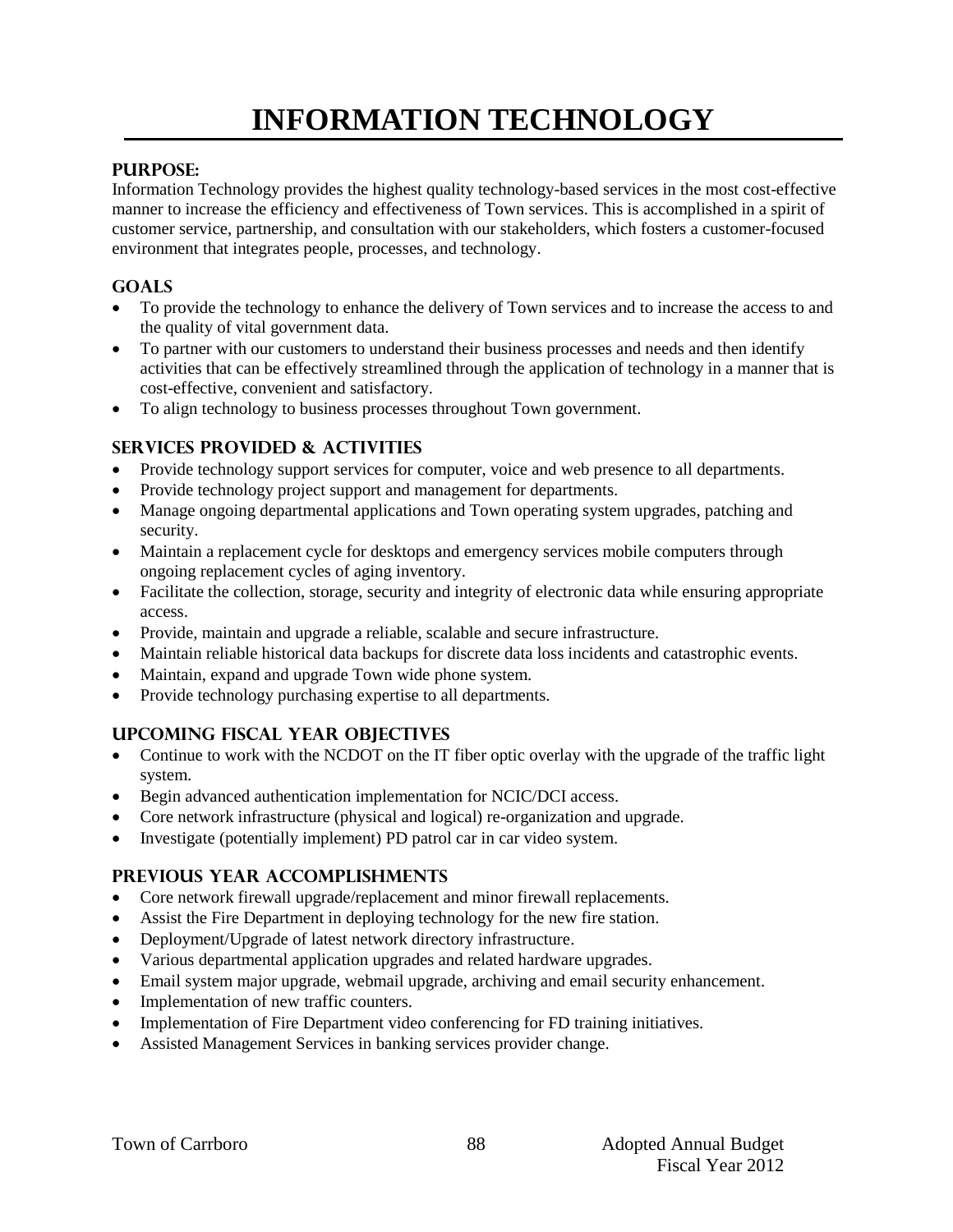# INFORMATION TECHNOLOGY

## PURPOSE:

Information Technology provides the highest quality technology-based services in the most cost-effective manner to increase the efficiency and effectiveness of Town services. This is accomplished in a spirit of customer service, partnership, and consultation with our stakeholders, which fosters a customer-focused environment that integrates people, processes, and technology.

## GOALS

- To provide the technology to enhance the delivery of Town services and to increase the access to and the quality of vital government data.
- To partner with our customers to understand their business processes and needs and then identify activities that can be effectively streamlined through the application of technology in a manner that is cost-effective, convenient and satisfactory.
- To align technology to business processes throughout Town government.

## SERVICES PROVIDED & ACTIVITIES

- Provide technology support services for computer, voice and web presence to all departments.
- Provide technology project support and management for departments.
- Manage ongoing departmental applications and Town operating system upgrades, patching and security.
- Maintain a replacement cycle for desktops and emergency services mobile computers through ongoing replacement cycles of aging inventory.
- Facilitate the collection, storage, security and integrity of electronic data while ensuring appropriate access.
- Provide, maintain and upgrade a reliable, scalable and secure infrastructure.
- Maintain reliable historical data backups for discrete data loss incidents and catastrophic events.
- Maintain, expand and upgrade Town wide phone system.
- Provide technology purchasing expertise to all departments.

## UPCOMING FISCAL YEAR OBJECTIVES

- Continue to work with the NCDOT on the IT fiber optic overlay with the upgrade of the traffic light system.
- Begin advanced authentication implementation for NCIC/DCI access.
- Core network infrastructure (physical and logical) re-organization and upgrade.
- Investigate (potentially implement) PD patrol car in car video system.

## PREVIOUS YEAR ACCOMPLISHMENTS

- Core network firewall upgrade/replacement and minor firewall replacements.
- Assist the Fire Department in deploying technology for the new fire station.
- Deployment/Upgrade of latest network directory infrastructure.
- Various departmental application upgrades and related hardware upgrades.
- Email system major upgrade, webmail upgrade, archiving and email security enhancement.
- Implementation of new traffic counters.
- Implementation of Fire Department video conferencing for FD training initiatives.
- Assisted Management Services in banking services provider change.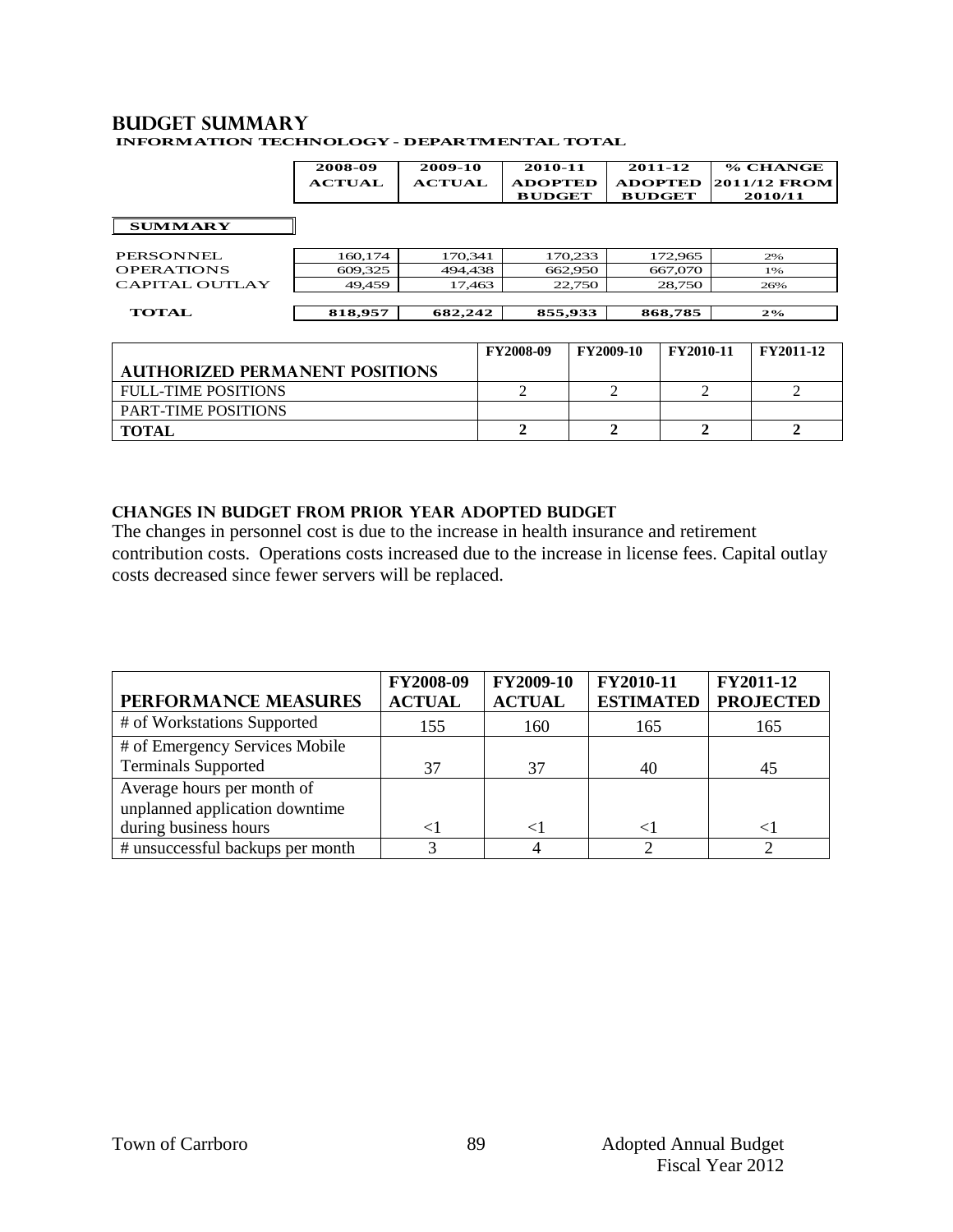# BUDGET SUMMARY

## INFORMATION TECHNOLOGY - DEPARTMENTAL TOTAL

| | 2008-09 ACTUAL | 2009-10 ACTUAL | 2010-11 ADOPTED BUDGET | 2011-12 ADOPTED BUDGET | % CHANGE 2011/12 FROM 2010/11 |
|---|---|---|---|---|---|
| **SUMMARY** | | | | | |
| PERSONNEL | 160,174 | 170,341 | 170,233 | 172,965 | 2% |
| OPERATIONS | 609,325 | 494,438 | 662,950 | 667,070 | 1% |
| CAPITAL OUTLAY | 49,459 | 17,463 | 22,750 | 28,750 | 26% |
| **TOTAL** | **818,957** | **682,242** | **855,933** | **868,785** | **2%** |

| AUTHORIZED PERMANENT POSITIONS | FY2008-09 | FY2009-10 | FY2010-11 | FY2011-12 |
|---|---|---|---|---|
| FULL-TIME POSITIONS | 2 | 2 | 2 | 2 |
| PART-TIME POSITIONS | | | | |
| **TOTAL** | **2** | **2** | **2** | **2** |

### CHANGES IN BUDGET FROM PRIOR YEAR ADOPTED BUDGET

The changes in personnel cost is due to the increase in health insurance and retirement contribution costs. Operations costs increased due to the increase in license fees. Capital outlay costs decreased since fewer servers will be replaced.

| PERFORMANCE MEASURES | FY2008-09 ACTUAL | FY2009-10 ACTUAL | FY2010-11 ESTIMATED | FY2011-12 PROJECTED |
|---|---|---|---|---|
| # of Workstations Supported | 155 | 160 | 165 | 165 |
| # of Emergency Services Mobile Terminals Supported | 37 | 37 | 40 | 45 |
| Average hours per month of unplanned application downtime during business hours | <1 | <1 | <1 | <1 |
| # unsuccessful backups per month | 3 | 4 | 2 | 2 |